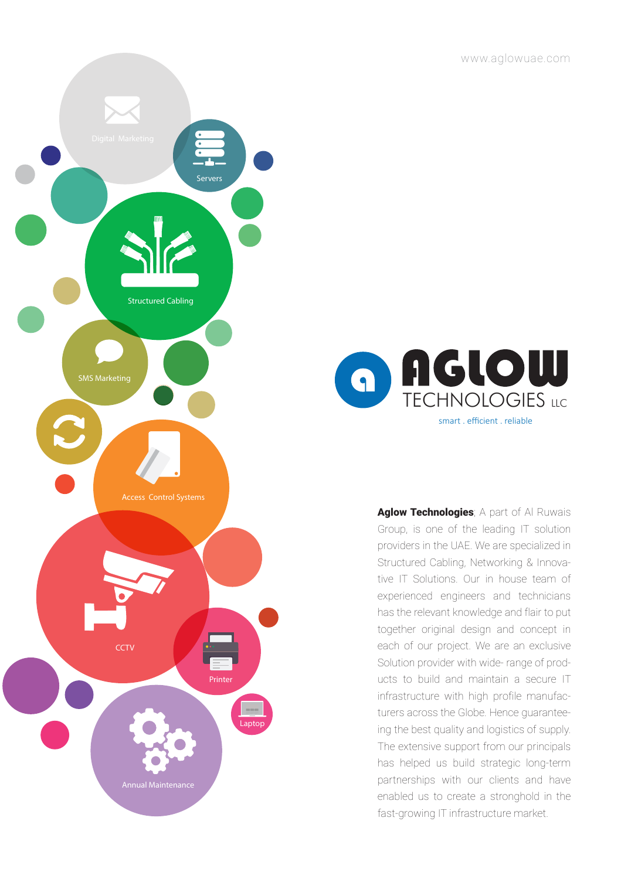www.aglowuae.com

Digital Marketing

Servers

Structured Cabling

SMS Marketing

Access Control Systems

CCTV

Printer

Laptop

Annual Maintenance

# AGLOW TECHNOLOGIES LLC

smart . efficient . reliable

**Aglow Technologies**, A part of Al Ruwais Group, is one of the leading IT solution providers in the UAE. We are specialized in Structured Cabling, Networking & Innovative IT Solutions. Our in house team of experienced engineers and technicians has the relevant knowledge and flair to put together original design and concept in each of our project. We are an exclusive Solution provider with wide- range of products to build and maintain a secure IT infrastructure with high profile manufacturers across the Globe. Hence guaranteeing the best quality and logistics of supply. The extensive support from our principals has helped us build strategic long-term partnerships with our clients and have enabled us to create a stronghold in the fast-growing IT infrastructure market.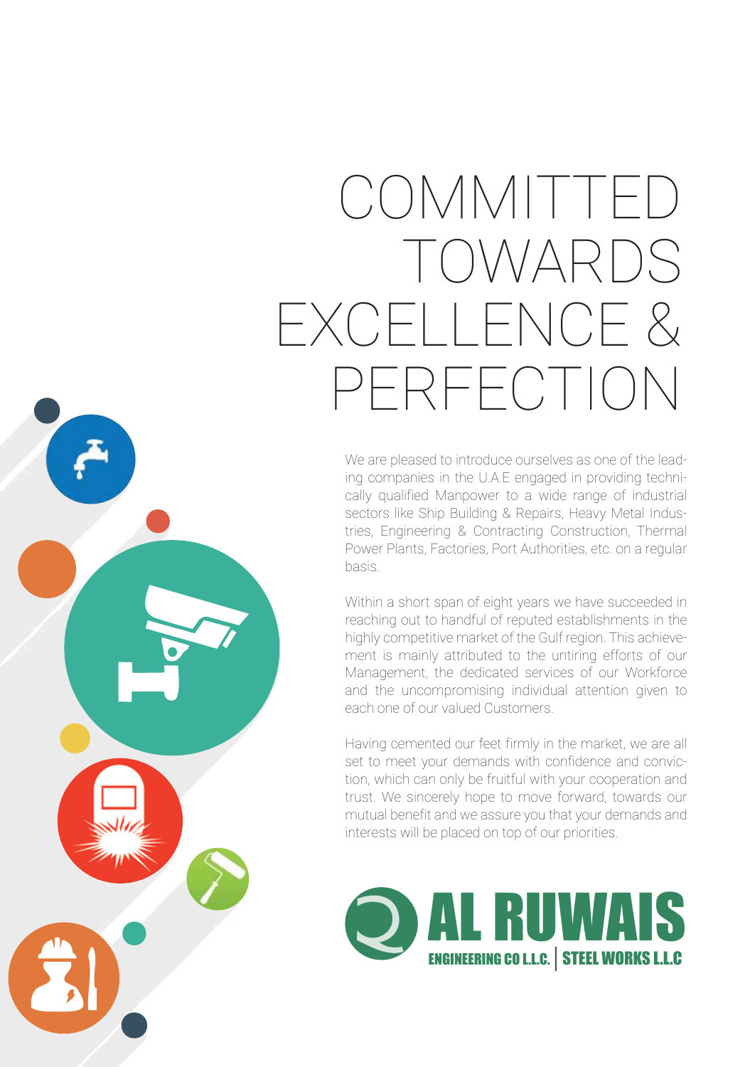# COMMITTED TOWARDS EXCELLENCE & PERFECTION

We are pleased to introduce ourselves as one of the leading companies in the U.A.E engaged in providing technically qualified Manpower to a wide range of industrial sectors like Ship Building & Repairs, Heavy Metal Industries, Engineering & Contracting Construction, Thermal Power Plants, Factories, Port Authorities, etc. on a regular basis.

Within a short span of eight years we have succeeded in reaching out to handful of reputed establishments in the highly competitive market of the Gulf region. This achievement is mainly attributed to the untiring efforts of our Management, the dedicated services of our Workforce and the uncompromising individual attention given to each one of our valued Customers.

Having cemented our feet firmly in the market, we are all set to meet your demands with confidence and conviction, which can only be fruitful with your cooperation and trust. We sincerely hope to move forward, towards our mutual benefit and we assure you that your demands and interests will be placed on top of our priorities.

**AL RUWAIS**

ENGINEERING CO L.L.C. | STEEL WORKS L.L.C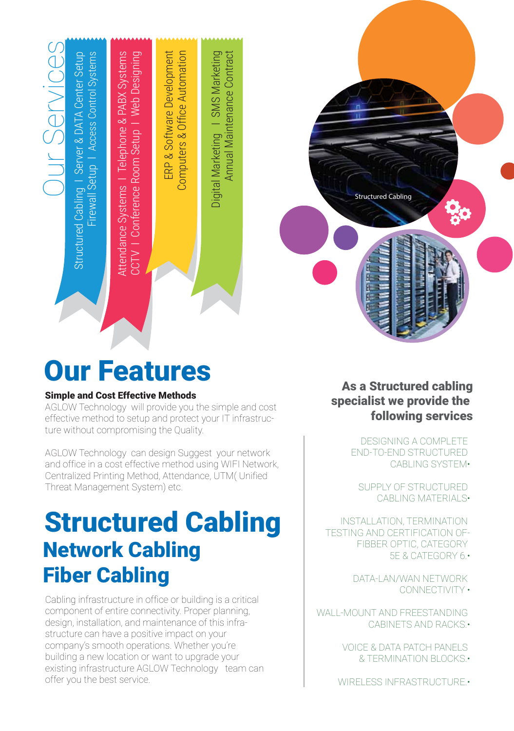# Our Services

- Structured Cabling I Server & DATA Center Setup
- Firewall Setup I Access Control Systems
- Attendance Systems I Telephone & PABX Systems
- CCTV I Conference Room Setup I Web Designing
- ERP & Software Development
- Computers & Office Automation
- Digital Marketing I SMS Marketing
- Annual Maintenance Contract

Structured Cabling

# Our Features

**Simple and Cost Effective Methods**

AGLOW Technology will provide you the simple and cost effective method to setup and protect your IT infrastructure without compromising the Quality.

AGLOW Technology can design Suggest your network and office in a cost effective method using WIFI Network, Centralized Printing Method, Attendance, UTM( Unified Threat Management System) etc.

# Structured Cabling

## Network Cabling

## Fiber Cabling

Cabling infrastructure in office or building is a critical component of entire connectivity. Proper planning, design, installation, and maintenance of this infrastructure can have a positive impact on your company's smooth operations. Whether you're building a new location or want to upgrade your existing infrastructure AGLOW Technology team can offer you the best service.

### As a Structured cabling specialist we provide the following services

- DESIGNING A COMPLETE END-TO-END STRUCTURED CABLING SYSTEM
- SUPPLY OF STRUCTURED CABLING MATERIALS
- INSTALLATION, TERMINATION TESTING AND CERTIFICATION OF- FIBBER OPTIC, CATEGORY 5E & CATEGORY 6.
- DATA-LAN/WAN NETWORK CONNECTIVITY
- WALL-MOUNT AND FREESTANDING CABINETS AND RACKS.
- VOICE & DATA PATCH PANELS & TERMINATION BLOCKS.
- WIRELESS INFRASTRUCTURE.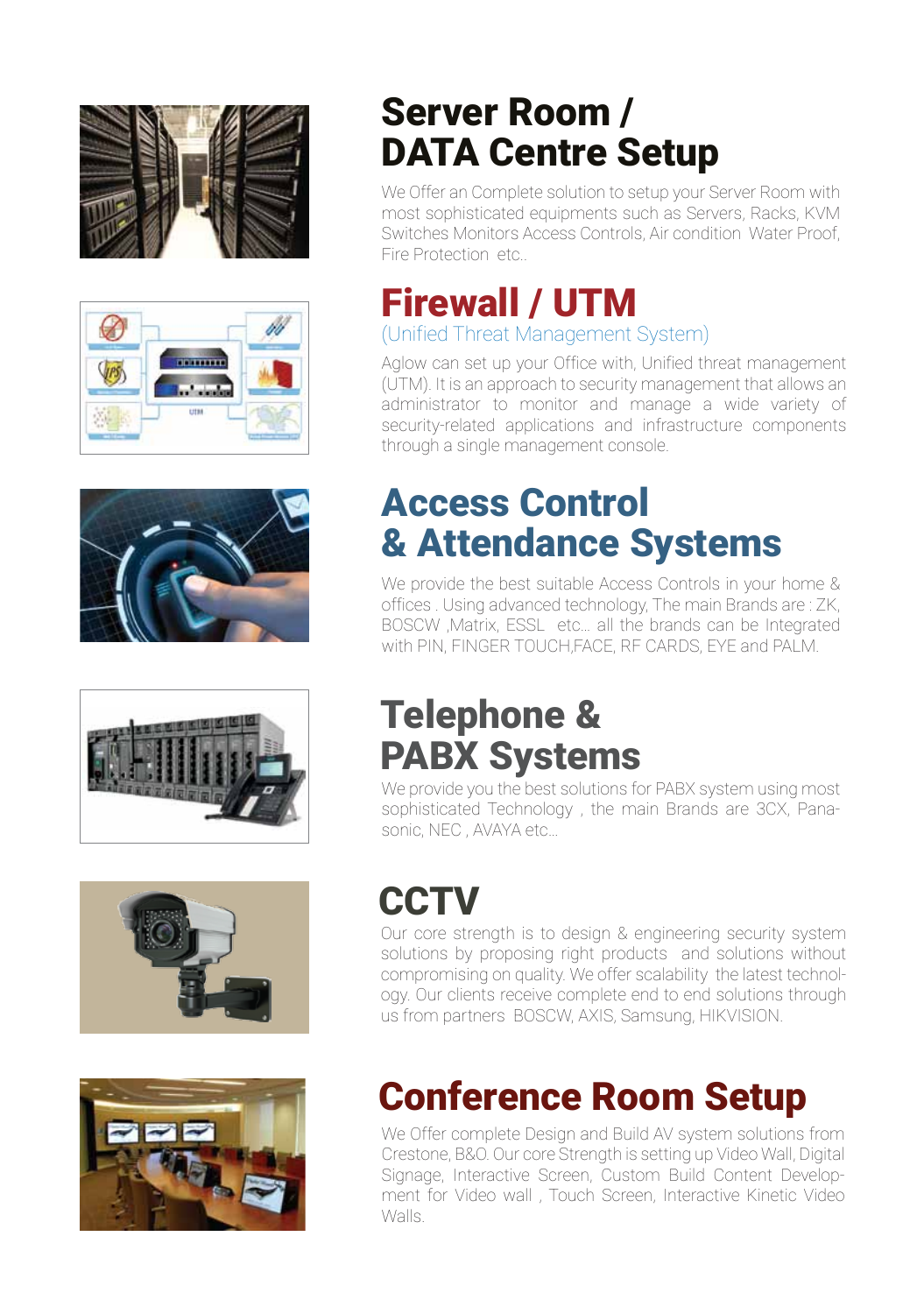## Server Room / DATA Centre Setup

We Offer an Complete solution to setup your Server Room with most sophisticated equipments such as Servers, Racks, KVM Switches Monitors Access Controls, Air condition Water Proof, Fire Protection etc..

## Firewall / UTM

(Unified Threat Management System)

Aglow can set up your Office with, Unified threat management (UTM). It is an approach to security management that allows an administrator to monitor and manage a wide variety of security-related applications and infrastructure components through a single management console.

## Access Control & Attendance Systems

We provide the best suitable Access Controls in your home & offices . Using advanced technology, The main Brands are : ZK, BOSCW ,Matrix, ESSL etc... all the brands can be Integrated with PIN, FINGER TOUCH,FACE, RF CARDS, EYE and PALM.

## Telephone & PABX Systems

We provide you the best solutions for PABX system using most sophisticated Technology , the main Brands are 3CX, Panasonic, NEC , AVAYA etc...

## CCTV

Our core strength is to design & engineering security system solutions by proposing right products and solutions without compromising on quality. We offer scalability the latest technology. Our clients receive complete end to end solutions through us from partners BOSCW, AXIS, Samsung, HIKVISION.

## Conference Room Setup

We Offer complete Design and Build AV system solutions from Crestone, B&O. Our core Strength is setting up Video Wall, Digital Signage, Interactive Screen, Custom Build Content Development for Video wall , Touch Screen, Interactive Kinetic Video Walls.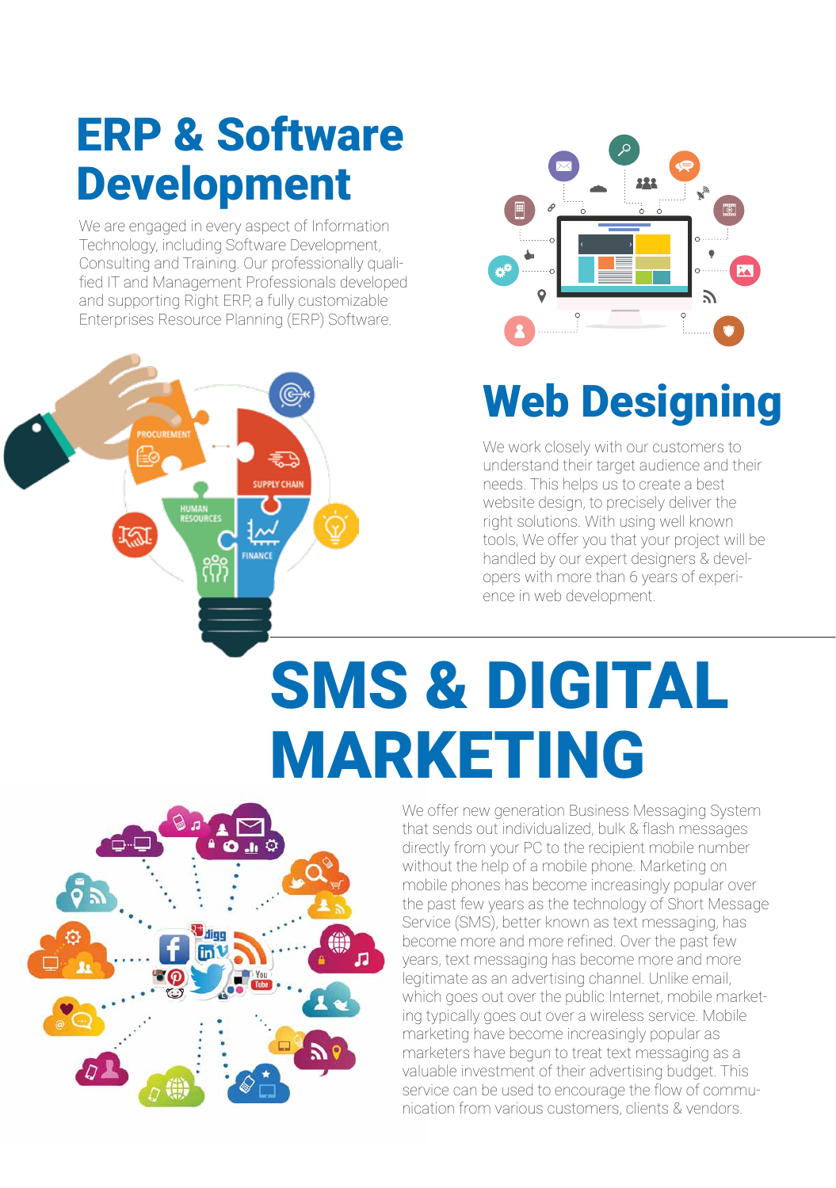# ERP & Software Development

We are engaged in every aspect of Information Technology, including Software Development, Consulting and Training. Our professionally qualified IT and Management Professionals developed and supporting Right ERP, a fully customizable Enterprises Resource Planning (ERP) Software.

# Web Designing

We work closely with our customers to understand their target audience and their needs. This helps us to create a best website design, to precisely deliver the right solutions. With using well known tools, We offer you that your project will be handled by our expert designers & developers with more than 6 years of experience in web development.

# SMS & DIGITAL MARKETING

We offer new generation Business Messaging System that sends out individualized, bulk & flash messages directly from your PC to the recipient mobile number without the help of a mobile phone. Marketing on mobile phones has become increasingly popular over the past few years as the technology of Short Message Service (SMS), better known as text messaging, has become more and more refined. Over the past few years, text messaging has become more and more legitimate as an advertising channel. Unlike email, which goes out over the public Internet, mobile marketing typically goes out over a wireless service. Mobile marketing have become increasingly popular as marketers have begun to treat text messaging as a valuable investment of their advertising budget. This service can be used to encourage the flow of communication from various customers, clients & vendors.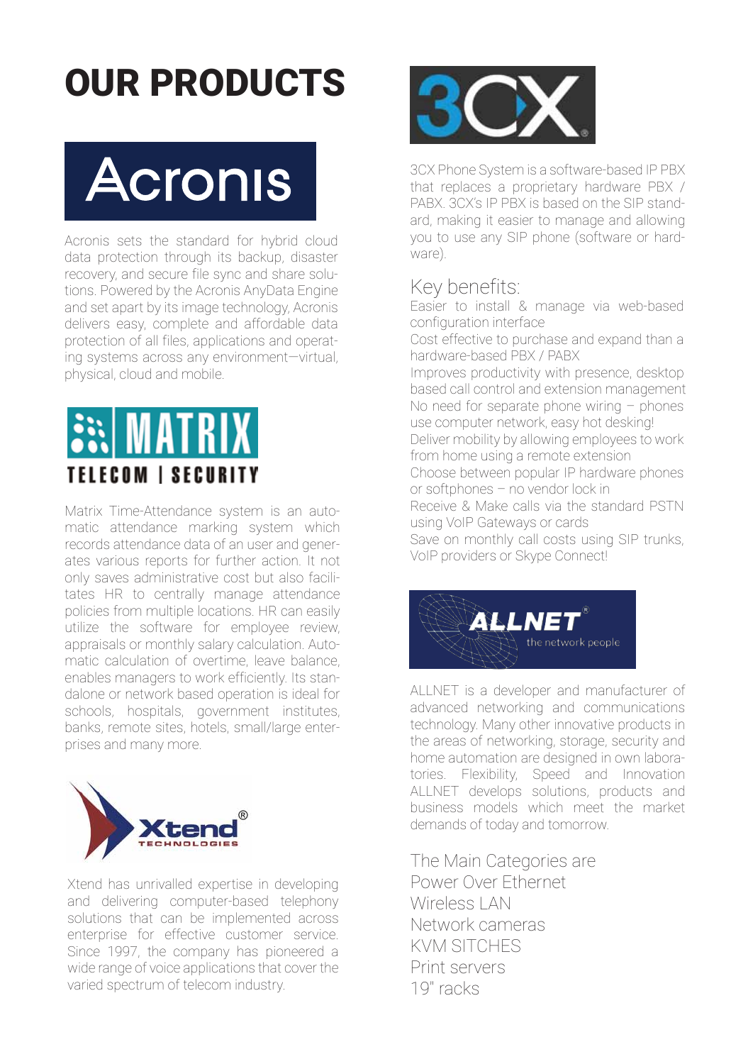# OUR PRODUCTS

## Acronis

Acronis sets the standard for hybrid cloud data protection through its backup, disaster recovery, and secure file sync and share solutions. Powered by the Acronis AnyData Engine and set apart by its image technology, Acronis delivers easy, complete and affordable data protection of all files, applications and operating systems across any environment—virtual, physical, cloud and mobile.

## MATRIX TELECOM | SECURITY

Matrix Time-Attendance system is an automatic attendance marking system which records attendance data of an user and generates various reports for further action. It not only saves administrative cost but also facilitates HR to centrally manage attendance policies from multiple locations. HR can easily utilize the software for employee review, appraisals or monthly salary calculation. Automatic calculation of overtime, leave balance, enables managers to work efficiently. Its standalone or network based operation is ideal for schools, hospitals, government institutes, banks, remote sites, hotels, small/large enterprises and many more.

## Xtend® TECHNOLOGIES

Xtend has unrivalled expertise in developing and delivering computer-based telephony solutions that can be implemented across enterprise for effective customer service. Since 1997, the company has pioneered a wide range of voice applications that cover the varied spectrum of telecom industry.

## 3CX®

3CX Phone System is a software-based IP PBX that replaces a proprietary hardware PBX / PABX. 3CX's IP PBX is based on the SIP standard, making it easier to manage and allowing you to use any SIP phone (software or hardware).

### Key benefits:

Easier to install & manage via web-based configuration interface

Cost effective to purchase and expand than a hardware-based PBX / PABX

Improves productivity with presence, desktop based call control and extension management

No need for separate phone wiring – phones use computer network, easy hot desking!

Deliver mobility by allowing employees to work from home using a remote extension

Choose between popular IP hardware phones or softphones – no vendor lock in

Receive & Make calls via the standard PSTN using VoIP Gateways or cards

Save on monthly call costs using SIP trunks, VoIP providers or Skype Connect!

## ALLNET® the network people

ALLNET is a developer and manufacturer of advanced networking and communications technology. Many other innovative products in the areas of networking, storage, security and home automation are designed in own laboratories. Flexibility, Speed and Innovation ALLNET develops solutions, products and business models which meet the market demands of today and tomorrow.

The Main Categories are

Power Over Ethernet

Wireless LAN

Network cameras

KVM SITCHES

Print servers

19" racks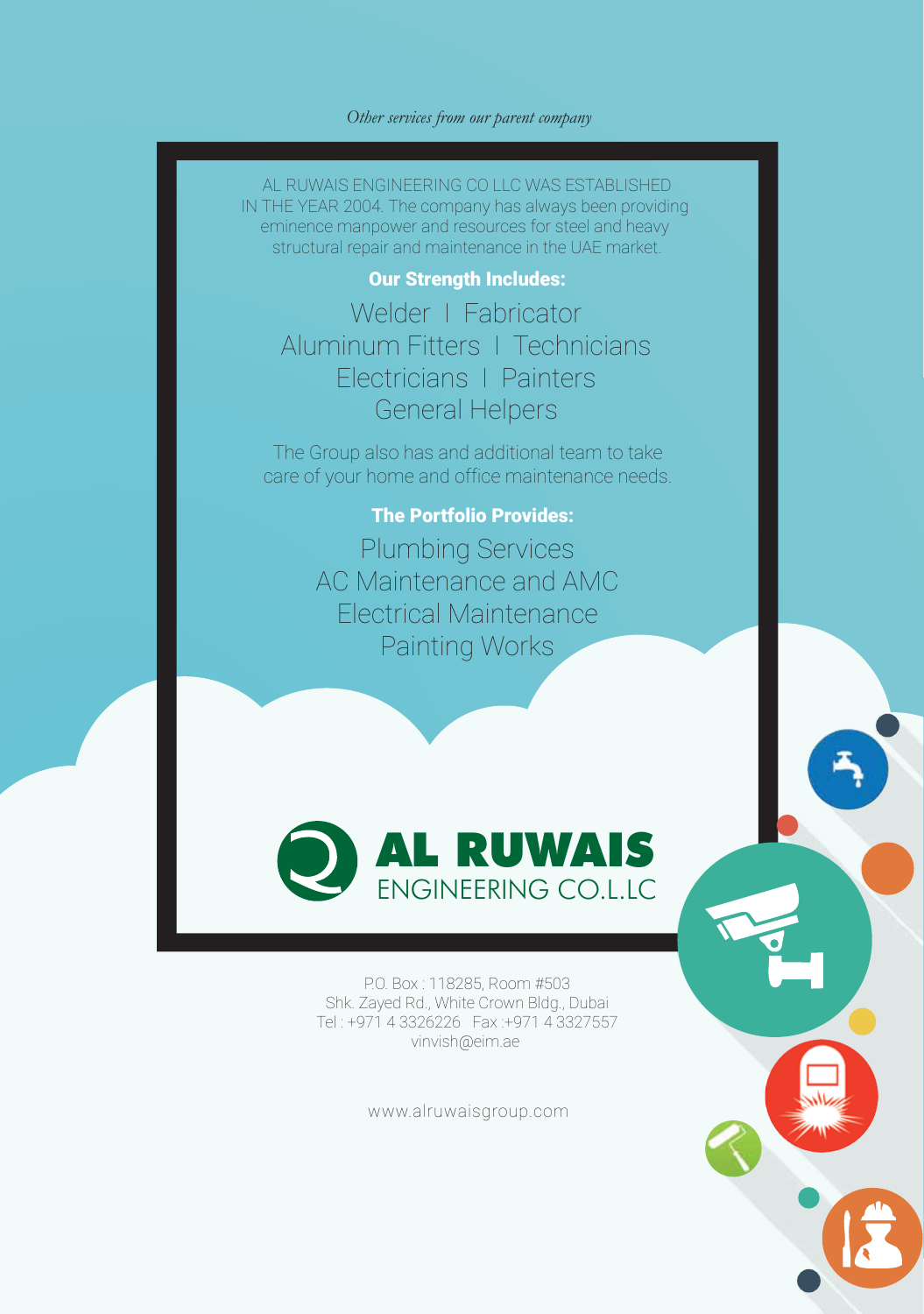*Other services from our parent company*

AL RUWAIS ENGINEERING CO LLC WAS ESTABLISHED IN THE YEAR 2004. The company has always been providing eminence manpower and resources for steel and heavy structural repair and maintenance in the UAE market.

**Our Strength Includes:**

Welder I Fabricator
Aluminum Fitters I Technicians
Electricians I Painters
General Helpers

The Group also has and additional team to take care of your home and office maintenance needs.

**The Portfolio Provides:**

Plumbing Services
AC Maintenance and AMC
Electrical Maintenance
Painting Works

**AL RUWAIS**
ENGINEERING CO.L.LC

P.O. Box : 118285, Room #503
Shk. Zayed Rd., White Crown Bldg., Dubai
Tel : +971 4 3326226 Fax :+971 4 3327557
vinvish@eim.ae

www.alruwaisgroup.com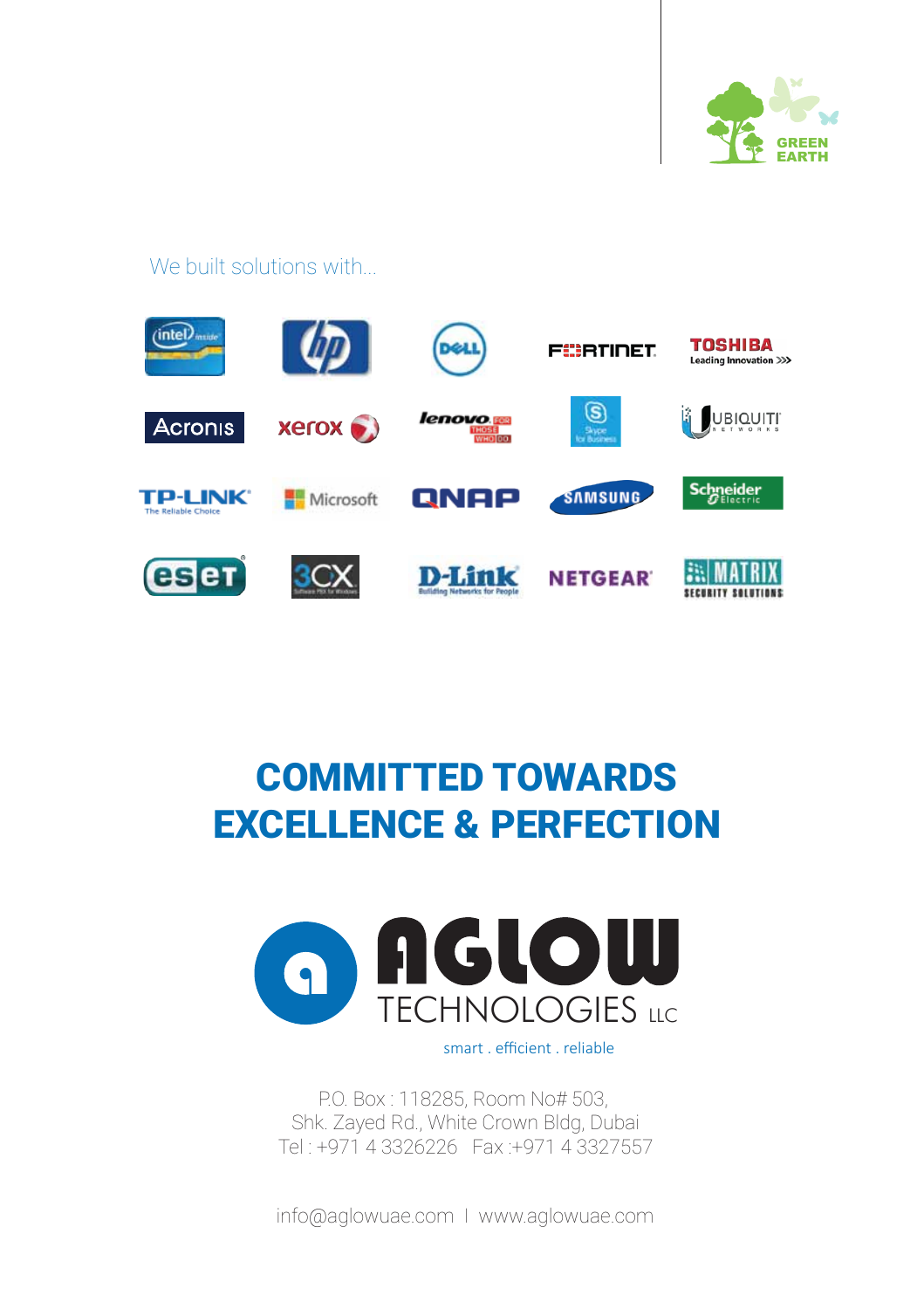GREEN EARTH

We built solutions with...

## COMMITTED TOWARDS EXCELLENCE & PERFECTION

AGLOW TECHNOLOGIES LLC

smart . efficient . reliable

P.O. Box : 118285, Room No# 503,
Shk. Zayed Rd., White Crown Bldg, Dubai
Tel : +971 4 3326226   Fax :+971 4 3327557

info@aglowuae.com I www.aglowuae.com